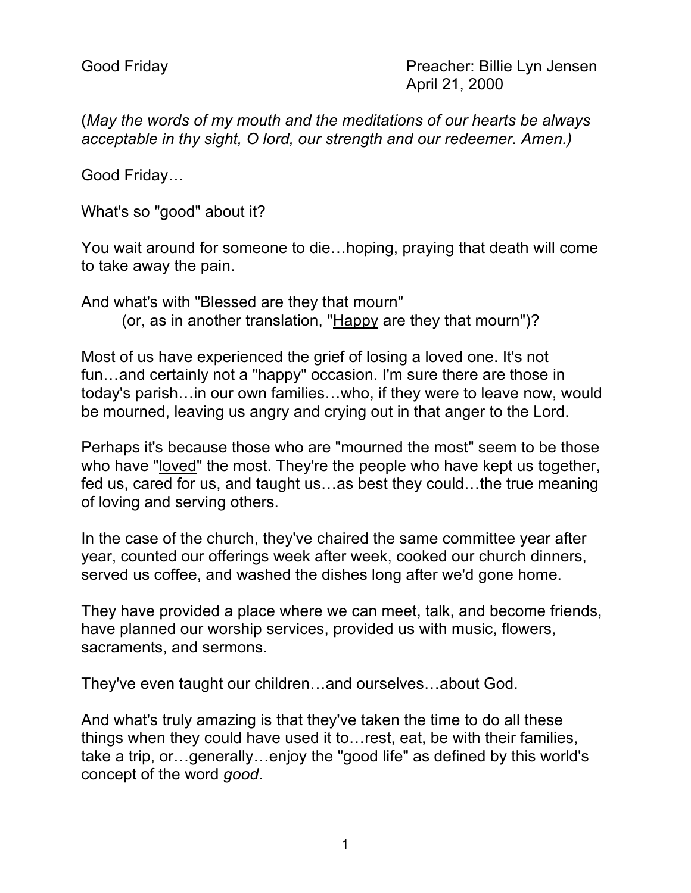Good Friday

Preacher: Billie Lyn Jensen
April 21, 2000

(*May the words of my mouth and the meditations of our hearts be always acceptable in thy sight, O lord, our strength and our redeemer. Amen.)*

Good Friday…

What's so "good" about it?

You wait around for someone to die…hoping, praying that death will come to take away the pain.

And what's with "Blessed are they that mourn"
(or, as in another translation, "<u>Happy</u> are they that mourn")?

Most of us have experienced the grief of losing a loved one. It's not fun…and certainly not a "happy" occasion. I'm sure there are those in today's parish…in our own families…who, if they were to leave now, would be mourned, leaving us angry and crying out in that anger to the Lord.

Perhaps it's because those who are "<u>mourned</u> the most" seem to be those who have "<u>loved</u>" the most. They're the people who have kept us together, fed us, cared for us, and taught us…as best they could…the true meaning of loving and serving others.

In the case of the church, they've chaired the same committee year after year, counted our offerings week after week, cooked our church dinners, served us coffee, and washed the dishes long after we'd gone home.

They have provided a place where we can meet, talk, and become friends, have planned our worship services, provided us with music, flowers, sacraments, and sermons.

They've even taught our children…and ourselves…about God.

And what's truly amazing is that they've taken the time to do all these things when they could have used it to…rest, eat, be with their families, take a trip, or…generally…enjoy the "good life" as defined by this world's concept of the word *good*.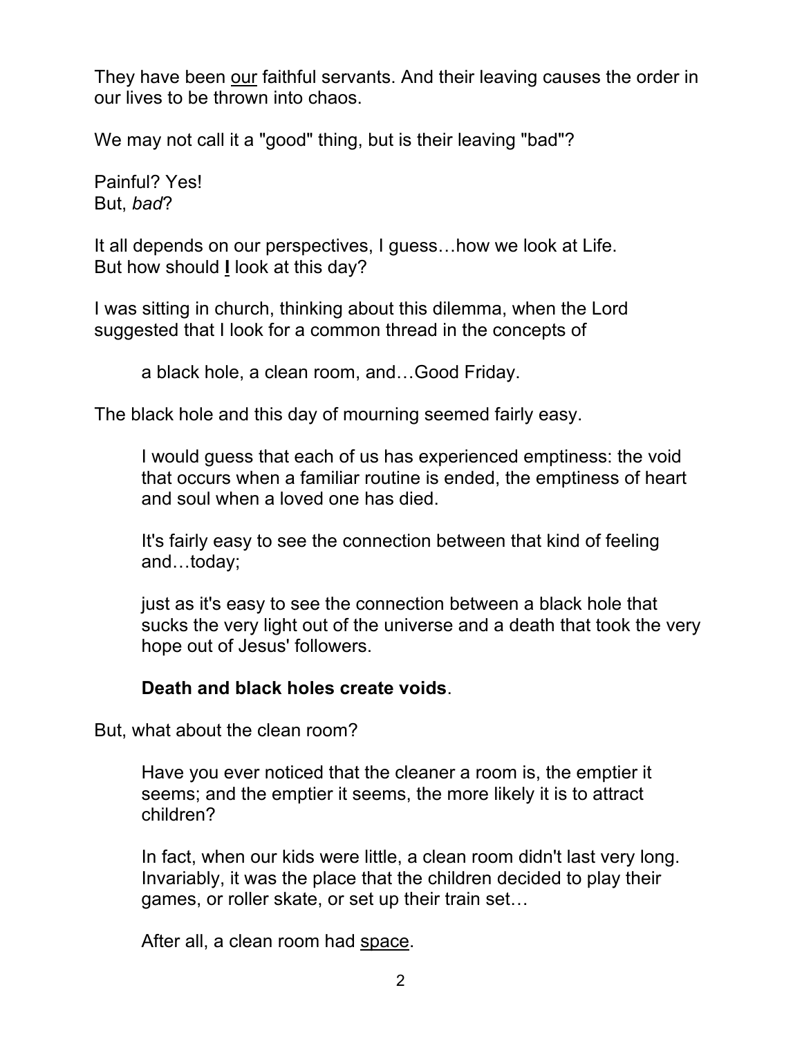They have been <u>our</u> faithful servants. And their leaving causes the order in our lives to be thrown into chaos.

We may not call it a "good" thing, but is their leaving "bad"?

Painful? Yes!
But, *bad*?

It all depends on our perspectives, I guess…how we look at Life.
But how should **<u>I</u>** look at this day?

I was sitting in church, thinking about this dilemma, when the Lord suggested that I look for a common thread in the concepts of

> a black hole, a clean room, and…Good Friday.

The black hole and this day of mourning seemed fairly easy.

> I would guess that each of us has experienced emptiness: the void that occurs when a familiar routine is ended, the emptiness of heart and soul when a loved one has died.
>
> It's fairly easy to see the connection between that kind of feeling and…today;
>
> just as it's easy to see the connection between a black hole that sucks the very light out of the universe and a death that took the very hope out of Jesus' followers.
>
> **Death and black holes create voids**.

But, what about the clean room?

> Have you ever noticed that the cleaner a room is, the emptier it seems; and the emptier it seems, the more likely it is to attract children?
>
> In fact, when our kids were little, a clean room didn't last very long. Invariably, it was the place that the children decided to play their games, or roller skate, or set up their train set…
>
> After all, a clean room had <u>space</u>.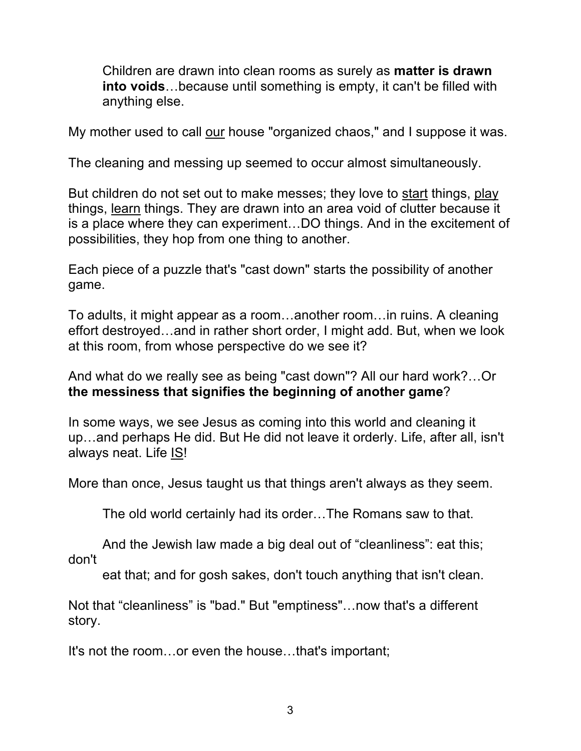> Children are drawn into clean rooms as surely as **matter is drawn into voids**…because until something is empty, it can't be filled with anything else.

My mother used to call <u>our</u> house "organized chaos," and I suppose it was.

The cleaning and messing up seemed to occur almost simultaneously.

But children do not set out to make messes; they love to <u>start</u> things, <u>play</u> things, <u>learn</u> things. They are drawn into an area void of clutter because it is a place where they can experiment…DO things. And in the excitement of possibilities, they hop from one thing to another.

Each piece of a puzzle that's "cast down" starts the possibility of another game.

To adults, it might appear as a room…another room…in ruins. A cleaning effort destroyed…and in rather short order, I might add. But, when we look at this room, from whose perspective do we see it?

And what do we really see as being "cast down"? All our hard work?…Or **the messiness that signifies the beginning of another game**?

In some ways, we see Jesus as coming into this world and cleaning it up…and perhaps He did. But He did not leave it orderly. Life, after all, isn't always neat. Life <u>IS</u>!

More than once, Jesus taught us that things aren't always as they seem.

> The old world certainly had its order…The Romans saw to that.
>
> And the Jewish law made a big deal out of "cleanliness": eat this; don't eat that; and for gosh sakes, don't touch anything that isn't clean.

Not that "cleanliness" is "bad." But "emptiness"…now that's a different story.

It's not the room…or even the house…that's important;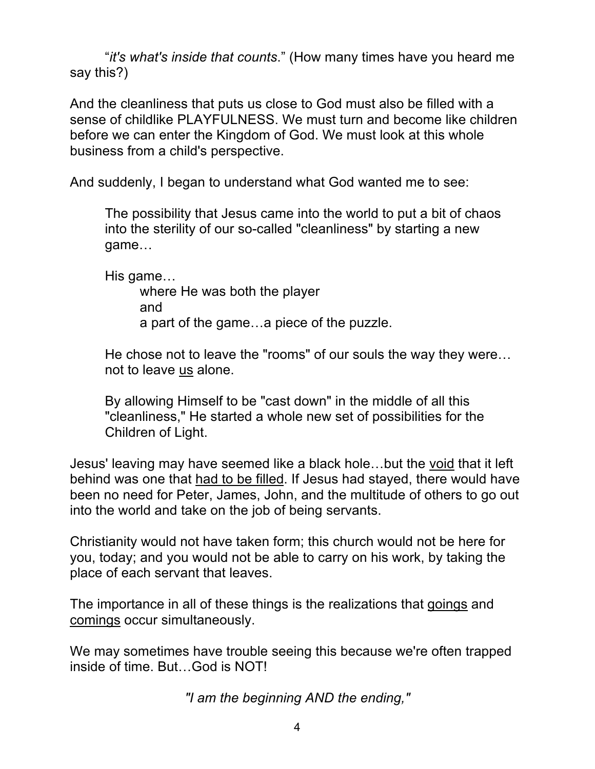"*it's what's inside that counts*." (How many times have you heard me say this?)

And the cleanliness that puts us close to God must also be filled with a sense of childlike PLAYFULNESS. We must turn and become like children before we can enter the Kingdom of God. We must look at this whole business from a child's perspective.

And suddenly, I began to understand what God wanted me to see:

> The possibility that Jesus came into the world to put a bit of chaos into the sterility of our so-called "cleanliness" by starting a new game…
>
> His game…
> where He was both the player
> and
> a part of the game…a piece of the puzzle.
>
> He chose not to leave the "rooms" of our souls the way they were… not to leave <u>us</u> alone.
>
> By allowing Himself to be "cast down" in the middle of all this "cleanliness," He started a whole new set of possibilities for the Children of Light.

Jesus' leaving may have seemed like a black hole…but the <u>void</u> that it left behind was one that <u>had to be filled</u>. If Jesus had stayed, there would have been no need for Peter, James, John, and the multitude of others to go out into the world and take on the job of being servants.

Christianity would not have taken form; this church would not be here for you, today; and you would not be able to carry on his work, by taking the place of each servant that leaves.

The importance in all of these things is the realizations that <u>goings</u> and <u>comings</u> occur simultaneously.

We may sometimes have trouble seeing this because we're often trapped inside of time. But…God is NOT!

*"I am the beginning AND the ending,"*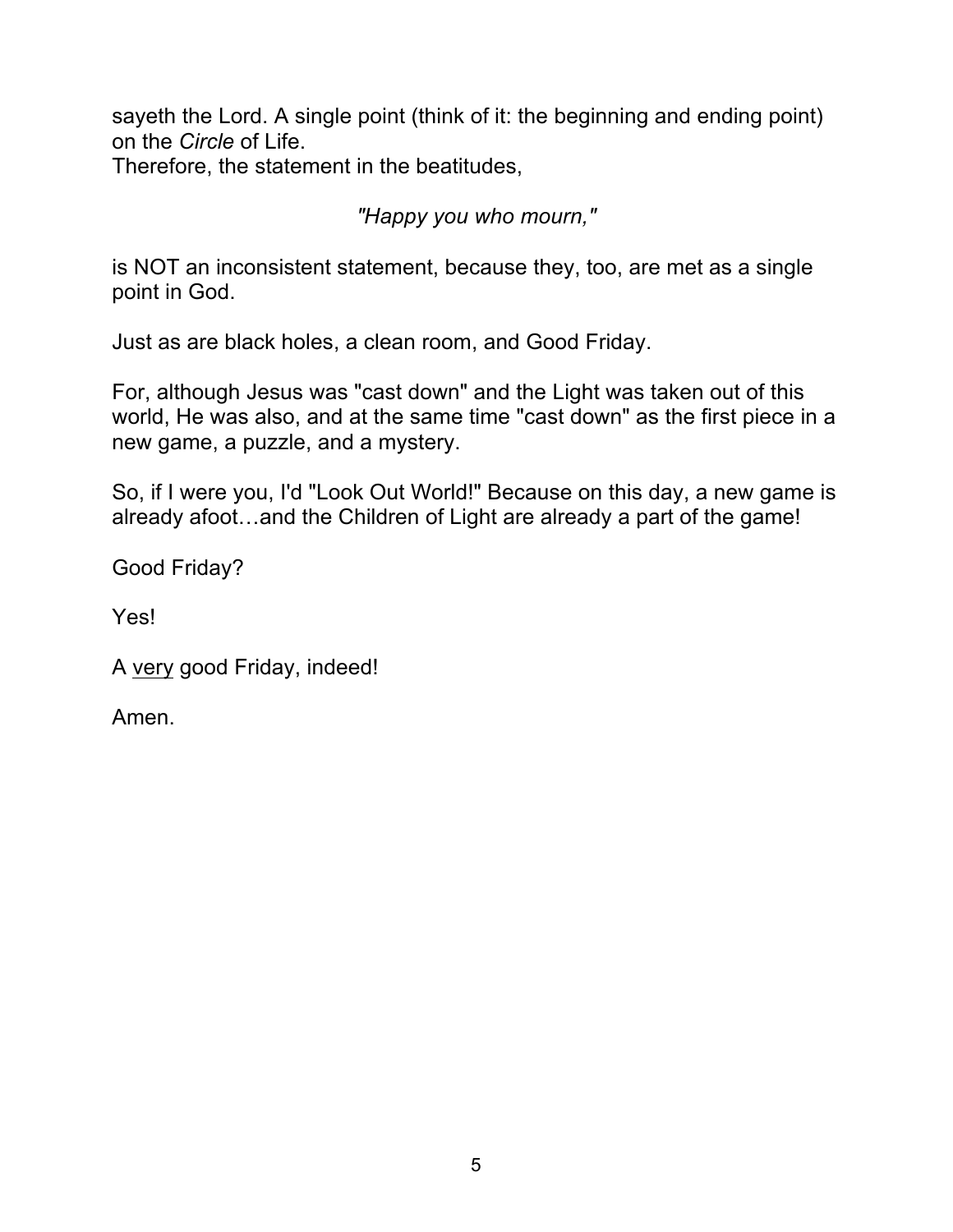sayeth the Lord. A single point (think of it: the beginning and ending point) on the *Circle* of Life.
Therefore, the statement in the beatitudes,

*"Happy you who mourn,"*

is NOT an inconsistent statement, because they, too, are met as a single point in God.

Just as are black holes, a clean room, and Good Friday.

For, although Jesus was "cast down" and the Light was taken out of this world, He was also, and at the same time "cast down" as the first piece in a new game, a puzzle, and a mystery.

So, if I were you, I'd "Look Out World!" Because on this day, a new game is already afoot…and the Children of Light are already a part of the game!

Good Friday?

Yes!

A <u>very</u> good Friday, indeed!

Amen.